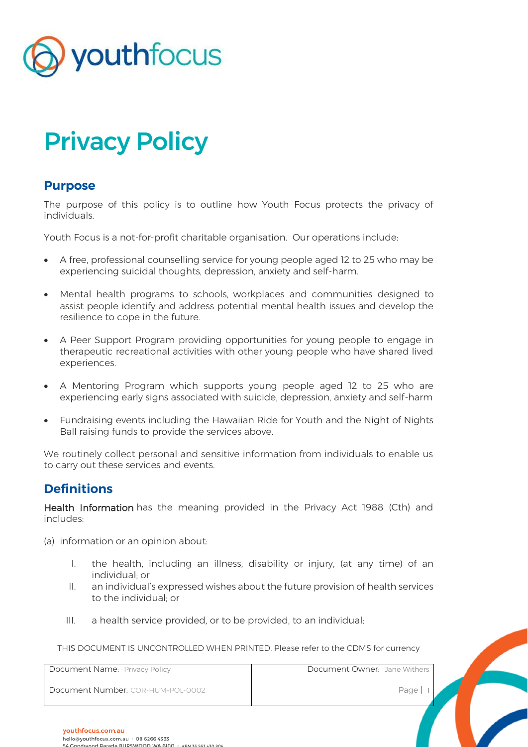# Privacy Policy

## Purpose

The purpose of this policy is to outline how Youth Focus protects the privacy of individuals.

Youth Focus is a not-for-profit charitable organisation. Our operations include:

- A free, professional counselling service for young people aged 12 to 25 who may be experiencing suicidal thoughts, depression, anxiety and self-harm.
- Mental health programs to schools, workplaces and communities designed to assist people identify and address potential mental health issues and develop the resilience to cope in the future.
- A Peer Support Program providing opportunities for young people to engage in therapeutic recreational activities with other young people who have shared lived experiences.
- A Mentoring Program which supports young people aged 12 to 25 who are experiencing early signs associated with suicide, depression, anxiety and self-harm
- Fundraising events including the Hawaiian Ride for Youth and the Night of Nights Ball raising funds to provide the services above.

We routinely collect personal and sensitive information from individuals to enable us to carry out these services and events.

## Definitions

Health Information has the meaning provided in the Privacy Act 1988 (Cth) and includes:

(a) information or an opinion about:

I. the health, including an illness, disability or injury, (at any time) of an individual; or
II. an individual's expressed wishes about the future provision of health services to the individual; or
III. a health service provided, or to be provided, to an individual;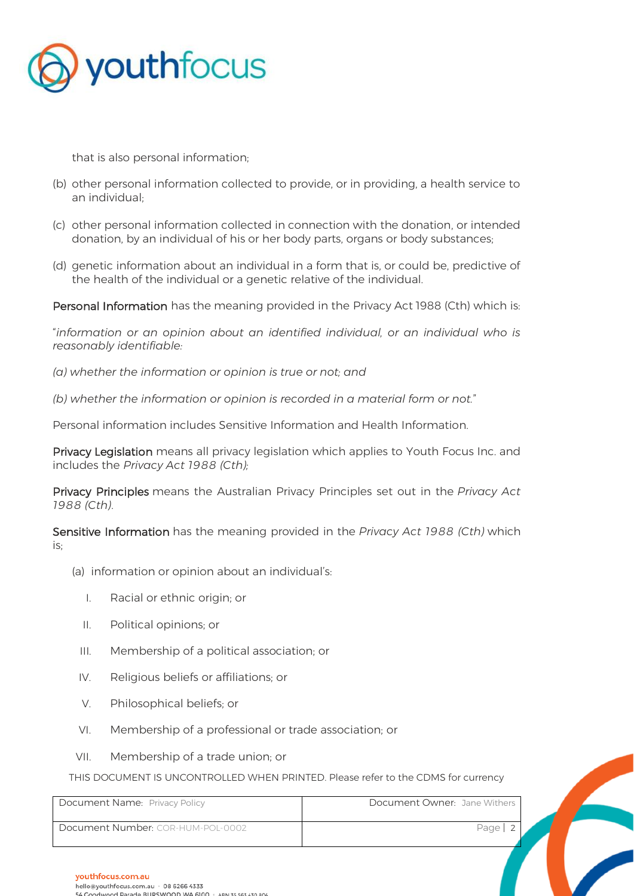that is also personal information;

(b) other personal information collected to provide, or in providing, a health service to an individual;

(c) other personal information collected in connection with the donation, or intended donation, by an individual of his or her body parts, organs or body substances;

(d) genetic information about an individual in a form that is, or could be, predictive of the health of the individual or a genetic relative of the individual.

**Personal Information** has the meaning provided in the Privacy Act 1988 (Cth) which is:

"*information or an opinion about an identified individual, or an individual who is reasonably identifiable:*

*(a) whether the information or opinion is true or not; and*

*(b) whether the information or opinion is recorded in a material form or not.*"

Personal information includes Sensitive Information and Health Information.

**Privacy Legislation** means all privacy legislation which applies to Youth Focus Inc. and includes the *Privacy Act 1988 (Cth);*

**Privacy Principles** means the Australian Privacy Principles set out in the *Privacy Act 1988 (Cth).*

**Sensitive Information** has the meaning provided in the *Privacy Act 1988 (Cth)* which is;

(a) information or opinion about an individual's:

I. Racial or ethnic origin; or

II. Political opinions; or

III. Membership of a political association; or

IV. Religious beliefs or affiliations; or

V. Philosophical beliefs; or

VI. Membership of a professional or trade association; or

VII. Membership of a trade union; or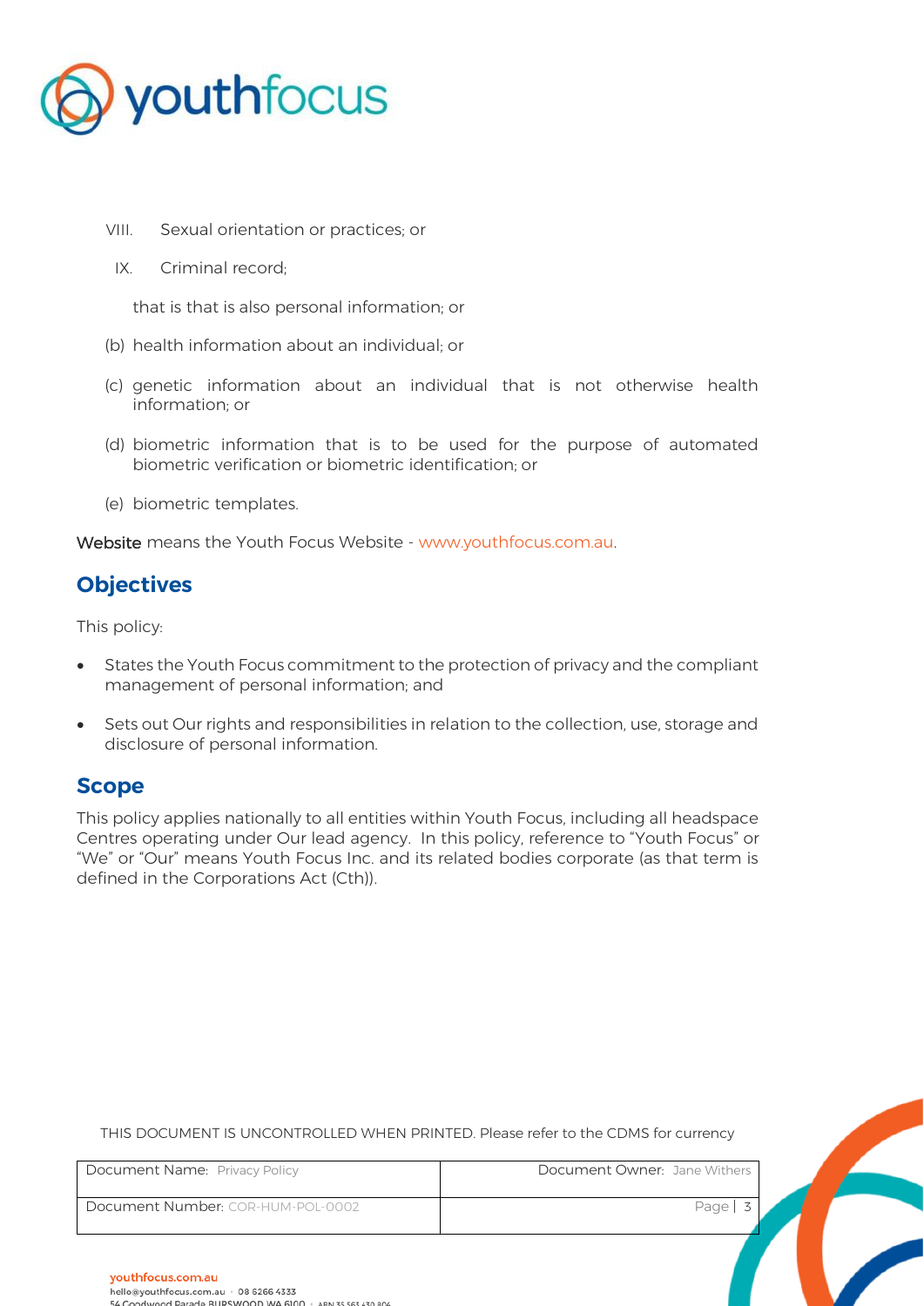VIII. Sexual orientation or practices; or

IX. Criminal record;

that is that is also personal information; or

(b) health information about an individual; or

(c) genetic information about an individual that is not otherwise health information; or

(d) biometric information that is to be used for the purpose of automated biometric verification or biometric identification; or

(e) biometric templates.

Website means the Youth Focus Website - www.youthfocus.com.au.

## Objectives

This policy:

- States the Youth Focus commitment to the protection of privacy and the compliant management of personal information; and
- Sets out Our rights and responsibilities in relation to the collection, use, storage and disclosure of personal information.

## Scope

This policy applies nationally to all entities within Youth Focus, including all headspace Centres operating under Our lead agency. In this policy, reference to "Youth Focus" or "We" or "Our" means Youth Focus Inc. and its related bodies corporate (as that term is defined in the Corporations Act (Cth)).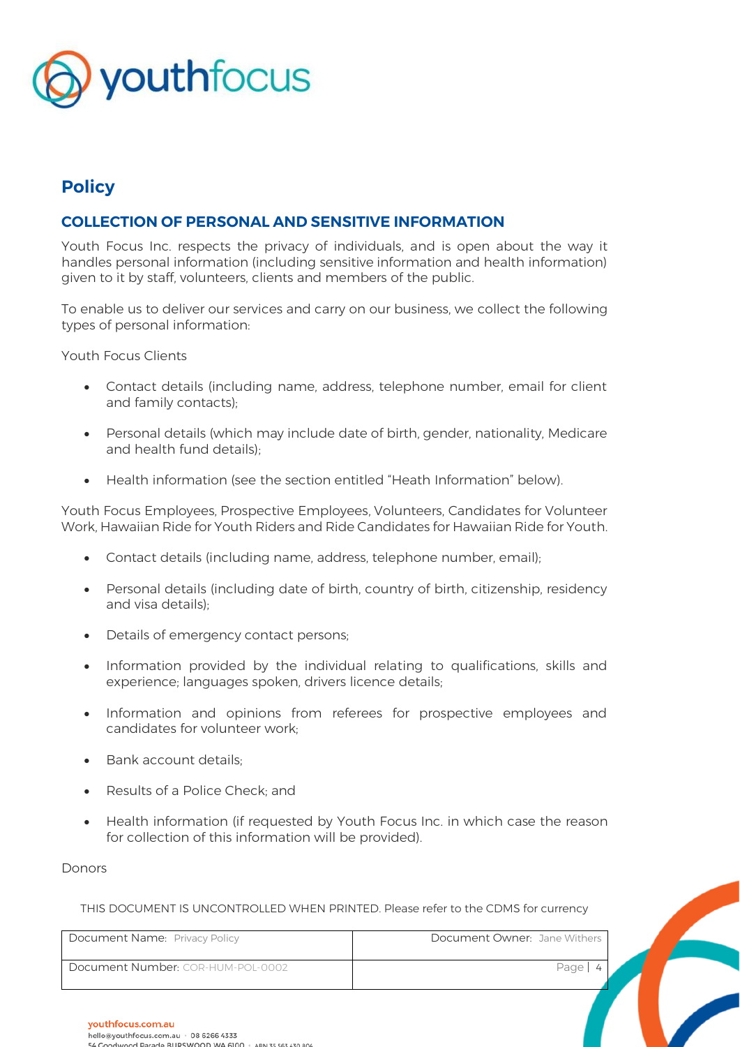## Policy

### COLLECTION OF PERSONAL AND SENSITIVE INFORMATION

Youth Focus Inc. respects the privacy of individuals, and is open about the way it handles personal information (including sensitive information and health information) given to it by staff, volunteers, clients and members of the public.

To enable us to deliver our services and carry on our business, we collect the following types of personal information:

Youth Focus Clients

- Contact details (including name, address, telephone number, email for client and family contacts);
- Personal details (which may include date of birth, gender, nationality, Medicare and health fund details);
- Health information (see the section entitled "Heath Information" below).

Youth Focus Employees, Prospective Employees, Volunteers, Candidates for Volunteer Work, Hawaiian Ride for Youth Riders and Ride Candidates for Hawaiian Ride for Youth.

- Contact details (including name, address, telephone number, email);
- Personal details (including date of birth, country of birth, citizenship, residency and visa details);
- Details of emergency contact persons;
- Information provided by the individual relating to qualifications, skills and experience; languages spoken, drivers licence details;
- Information and opinions from referees for prospective employees and candidates for volunteer work;
- Bank account details;
- Results of a Police Check; and
- Health information (if requested by Youth Focus Inc. in which case the reason for collection of this information will be provided).

Donors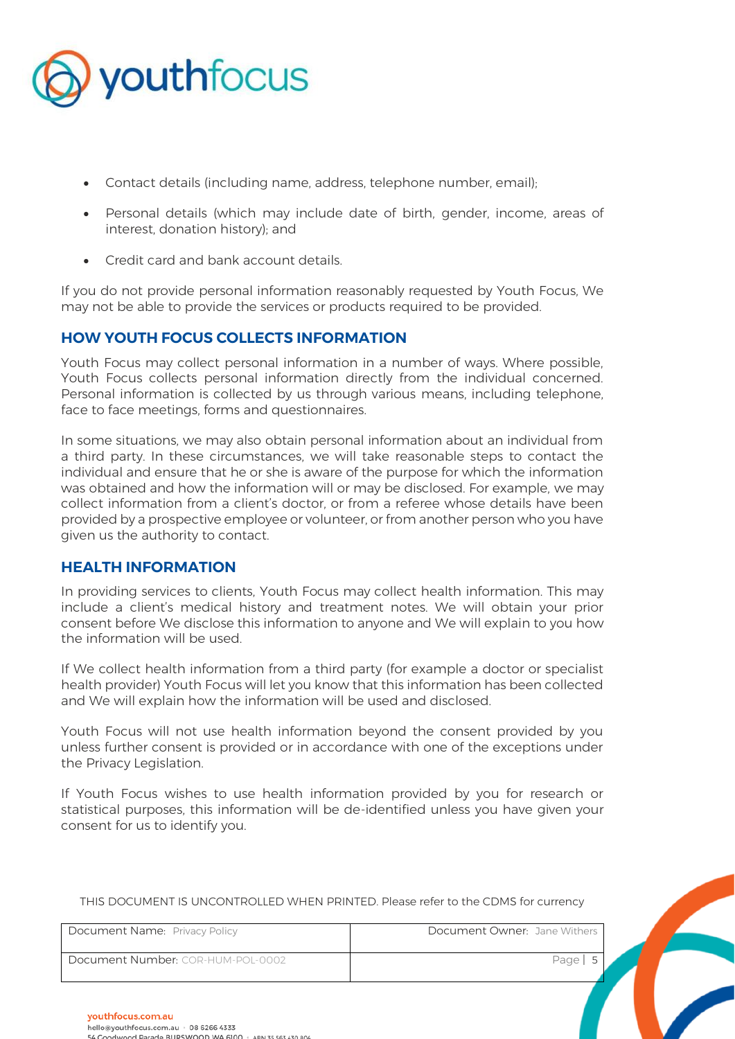- Contact details (including name, address, telephone number, email);
- Personal details (which may include date of birth, gender, income, areas of interest, donation history); and
- Credit card and bank account details.

If you do not provide personal information reasonably requested by Youth Focus, We may not be able to provide the services or products required to be provided.

## HOW YOUTH FOCUS COLLECTS INFORMATION

Youth Focus may collect personal information in a number of ways. Where possible, Youth Focus collects personal information directly from the individual concerned. Personal information is collected by us through various means, including telephone, face to face meetings, forms and questionnaires.

In some situations, we may also obtain personal information about an individual from a third party. In these circumstances, we will take reasonable steps to contact the individual and ensure that he or she is aware of the purpose for which the information was obtained and how the information will or may be disclosed. For example, we may collect information from a client's doctor, or from a referee whose details have been provided by a prospective employee or volunteer, or from another person who you have given us the authority to contact.

## HEALTH INFORMATION

In providing services to clients, Youth Focus may collect health information. This may include a client's medical history and treatment notes. We will obtain your prior consent before We disclose this information to anyone and We will explain to you how the information will be used.

If We collect health information from a third party (for example a doctor or specialist health provider) Youth Focus will let you know that this information has been collected and We will explain how the information will be used and disclosed.

Youth Focus will not use health information beyond the consent provided by you unless further consent is provided or in accordance with one of the exceptions under the Privacy Legislation.

If Youth Focus wishes to use health information provided by you for research or statistical purposes, this information will be de-identified unless you have given your consent for us to identify you.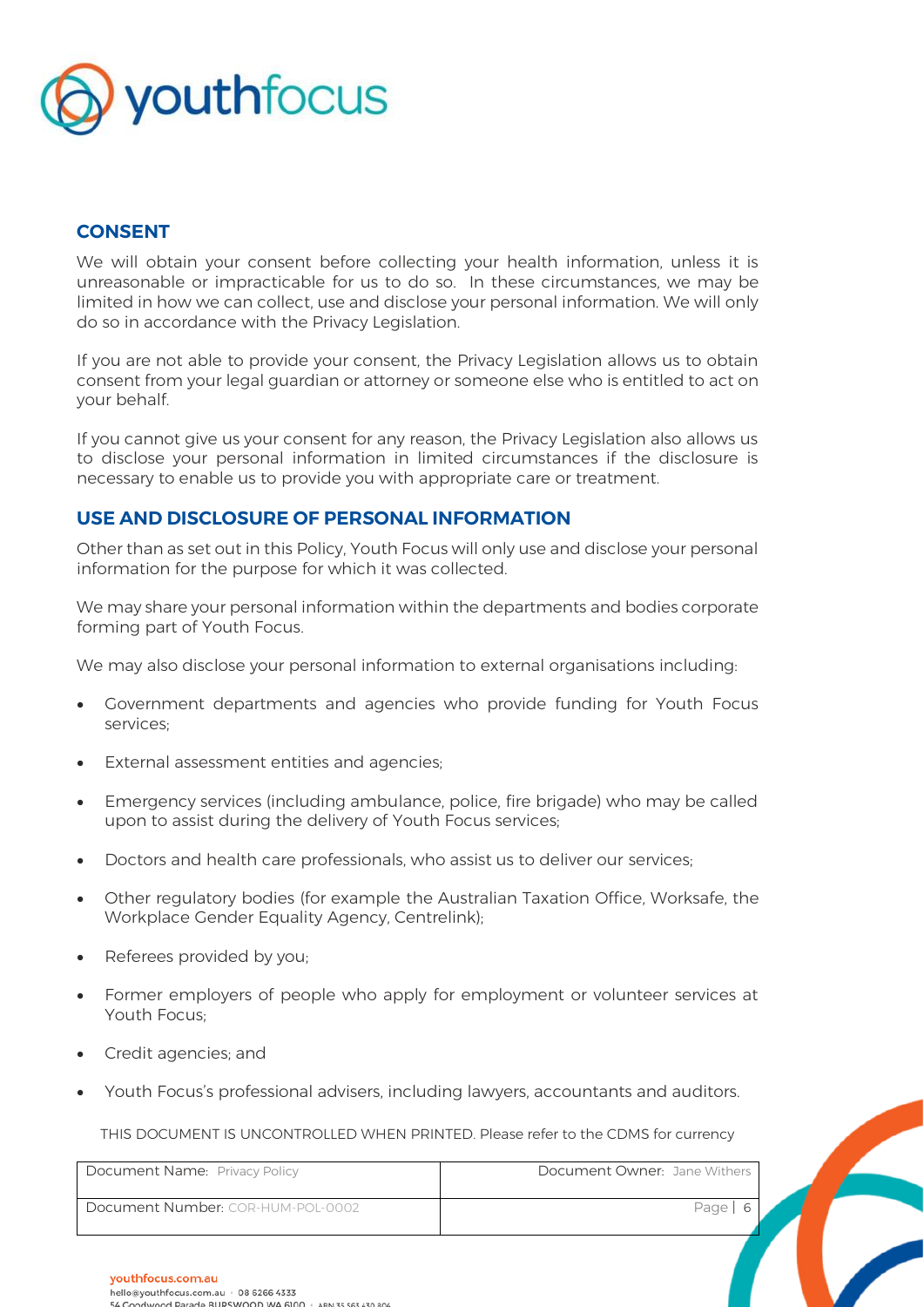## CONSENT

We will obtain your consent before collecting your health information, unless it is unreasonable or impracticable for us to do so. In these circumstances, we may be limited in how we can collect, use and disclose your personal information. We will only do so in accordance with the Privacy Legislation.

If you are not able to provide your consent, the Privacy Legislation allows us to obtain consent from your legal guardian or attorney or someone else who is entitled to act on your behalf.

If you cannot give us your consent for any reason, the Privacy Legislation also allows us to disclose your personal information in limited circumstances if the disclosure is necessary to enable us to provide you with appropriate care or treatment.

## USE AND DISCLOSURE OF PERSONAL INFORMATION

Other than as set out in this Policy, Youth Focus will only use and disclose your personal information for the purpose for which it was collected.

We may share your personal information within the departments and bodies corporate forming part of Youth Focus.

We may also disclose your personal information to external organisations including:

- Government departments and agencies who provide funding for Youth Focus services;
- External assessment entities and agencies;
- Emergency services (including ambulance, police, fire brigade) who may be called upon to assist during the delivery of Youth Focus services;
- Doctors and health care professionals, who assist us to deliver our services;
- Other regulatory bodies (for example the Australian Taxation Office, Worksafe, the Workplace Gender Equality Agency, Centrelink);
- Referees provided by you;
- Former employers of people who apply for employment or volunteer services at Youth Focus;
- Credit agencies; and
- Youth Focus's professional advisers, including lawyers, accountants and auditors.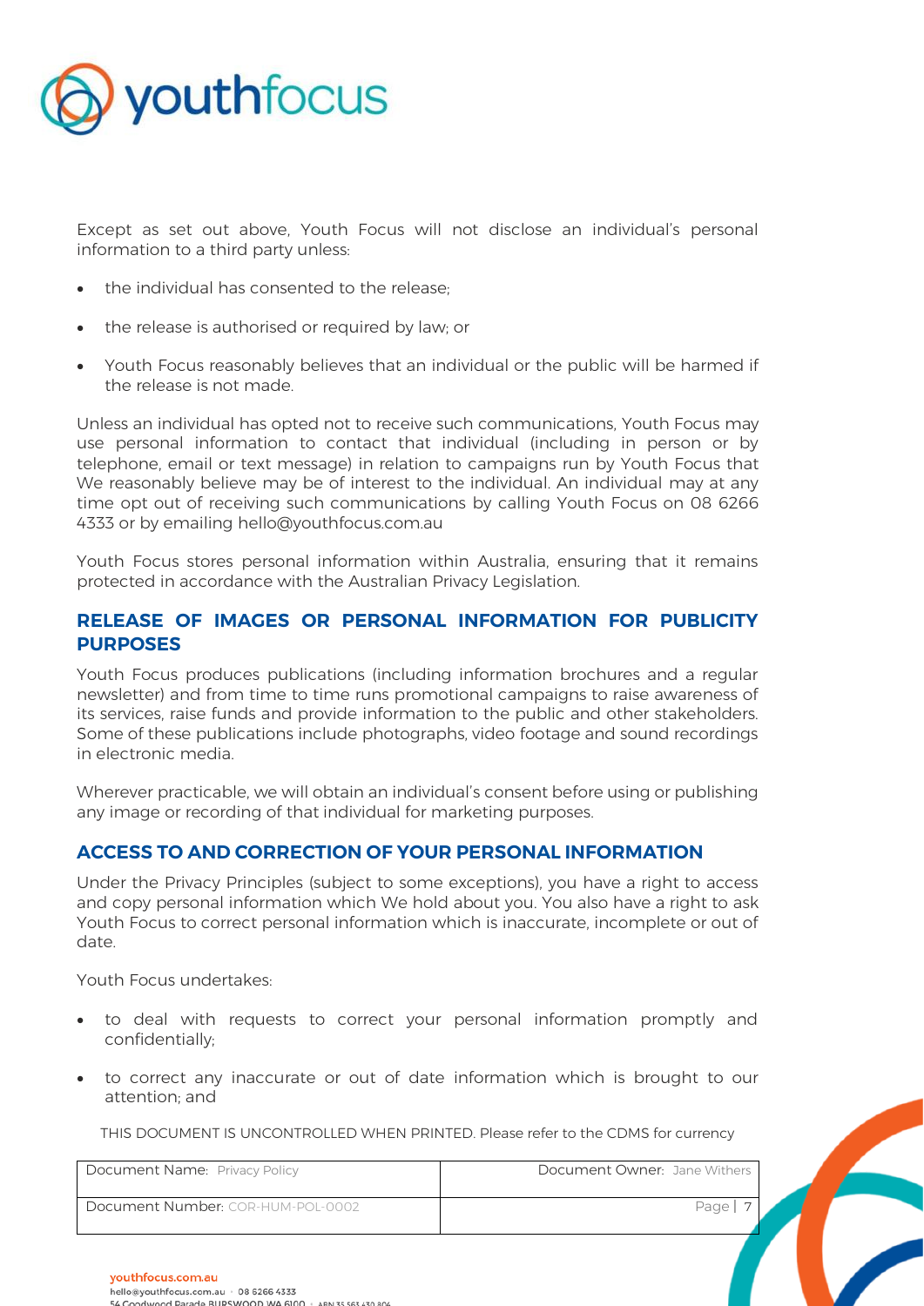Except as set out above, Youth Focus will not disclose an individual's personal information to a third party unless:

- the individual has consented to the release;
- the release is authorised or required by law; or
- Youth Focus reasonably believes that an individual or the public will be harmed if the release is not made.

Unless an individual has opted not to receive such communications, Youth Focus may use personal information to contact that individual (including in person or by telephone, email or text message) in relation to campaigns run by Youth Focus that We reasonably believe may be of interest to the individual. An individual may at any time opt out of receiving such communications by calling Youth Focus on 08 6266 4333 or by emailing hello@youthfocus.com.au

Youth Focus stores personal information within Australia, ensuring that it remains protected in accordance with the Australian Privacy Legislation.

## RELEASE OF IMAGES OR PERSONAL INFORMATION FOR PUBLICITY PURPOSES

Youth Focus produces publications (including information brochures and a regular newsletter) and from time to time runs promotional campaigns to raise awareness of its services, raise funds and provide information to the public and other stakeholders. Some of these publications include photographs, video footage and sound recordings in electronic media.

Wherever practicable, we will obtain an individual's consent before using or publishing any image or recording of that individual for marketing purposes.

## ACCESS TO AND CORRECTION OF YOUR PERSONAL INFORMATION

Under the Privacy Principles (subject to some exceptions), you have a right to access and copy personal information which We hold about you. You also have a right to ask Youth Focus to correct personal information which is inaccurate, incomplete or out of date.

Youth Focus undertakes:

- to deal with requests to correct your personal information promptly and confidentially;
- to correct any inaccurate or out of date information which is brought to our attention; and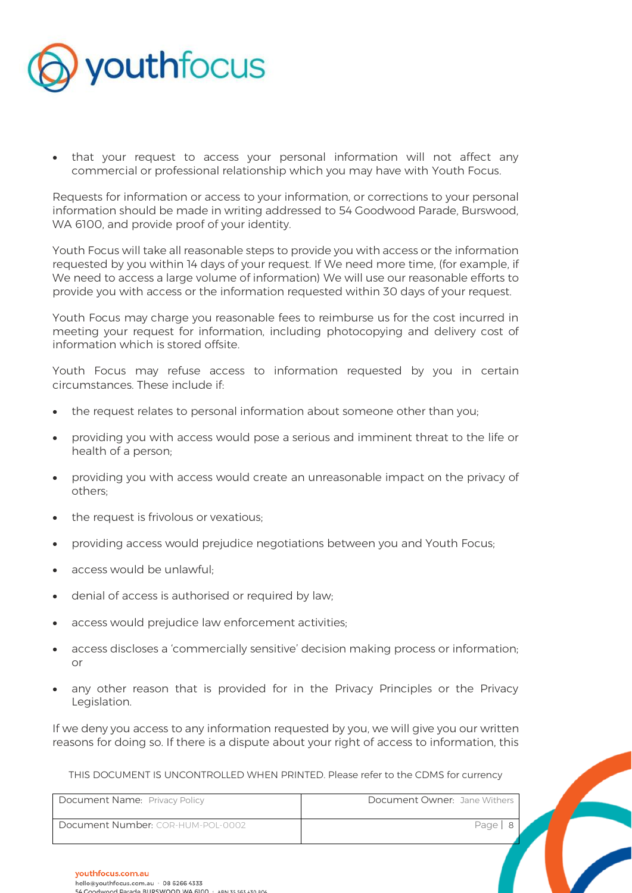- that your request to access your personal information will not affect any commercial or professional relationship which you may have with Youth Focus.

Requests for information or access to your information, or corrections to your personal information should be made in writing addressed to 54 Goodwood Parade, Burswood, WA 6100, and provide proof of your identity.

Youth Focus will take all reasonable steps to provide you with access or the information requested by you within 14 days of your request. If We need more time, (for example, if We need to access a large volume of information) We will use our reasonable efforts to provide you with access or the information requested within 30 days of your request.

Youth Focus may charge you reasonable fees to reimburse us for the cost incurred in meeting your request for information, including photocopying and delivery cost of information which is stored offsite.

Youth Focus may refuse access to information requested by you in certain circumstances. These include if:

- the request relates to personal information about someone other than you;
- providing you with access would pose a serious and imminent threat to the life or health of a person;
- providing you with access would create an unreasonable impact on the privacy of others;
- the request is frivolous or vexatious;
- providing access would prejudice negotiations between you and Youth Focus;
- access would be unlawful;
- denial of access is authorised or required by law;
- access would prejudice law enforcement activities;
- access discloses a 'commercially sensitive' decision making process or information; or
- any other reason that is provided for in the Privacy Principles or the Privacy Legislation.

If we deny you access to any information requested by you, we will give you our written reasons for doing so. If there is a dispute about your right of access to information, this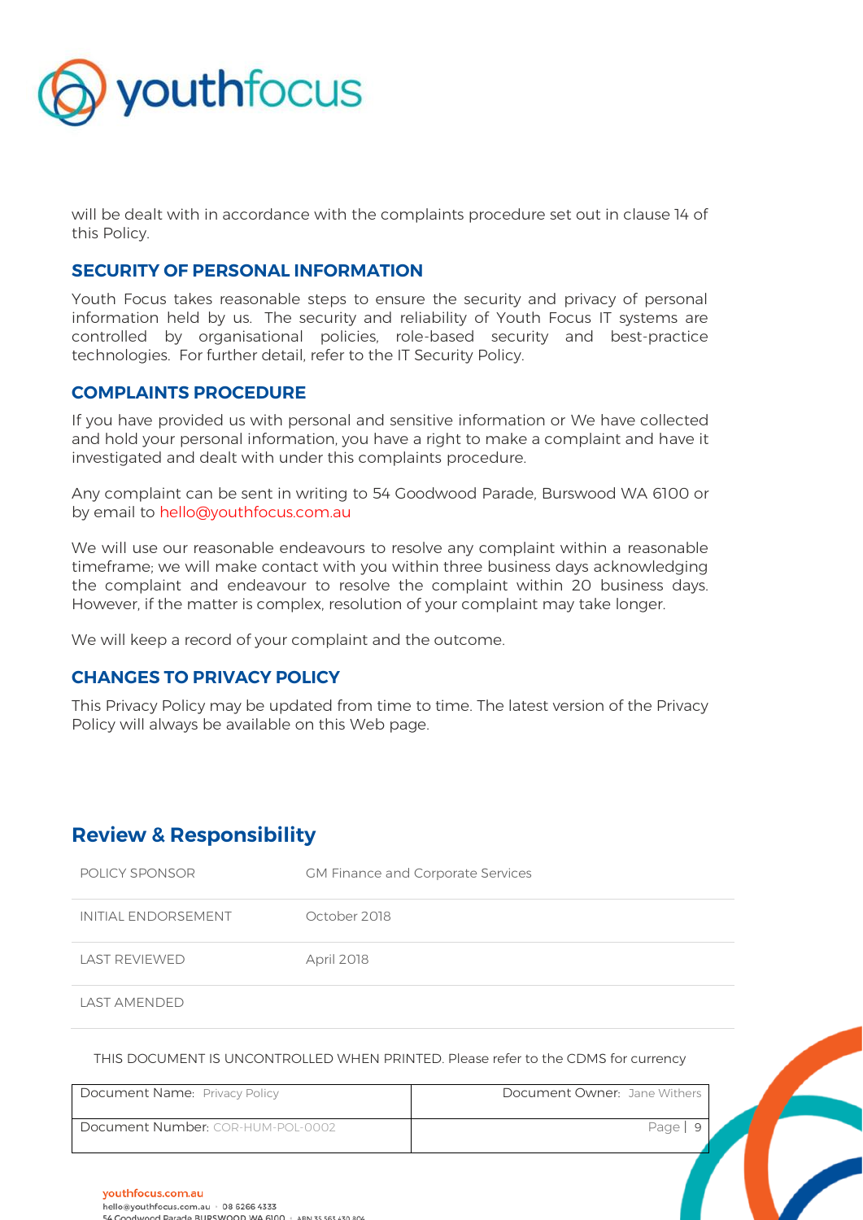will be dealt with in accordance with the complaints procedure set out in clause 14 of this Policy.

### SECURITY OF PERSONAL INFORMATION

Youth Focus takes reasonable steps to ensure the security and privacy of personal information held by us. The security and reliability of Youth Focus IT systems are controlled by organisational policies, role-based security and best-practice technologies. For further detail, refer to the IT Security Policy.

### COMPLAINTS PROCEDURE

If you have provided us with personal and sensitive information or We have collected and hold your personal information, you have a right to make a complaint and have it investigated and dealt with under this complaints procedure.

Any complaint can be sent in writing to 54 Goodwood Parade, Burswood WA 6100 or by email to hello@youthfocus.com.au

We will use our reasonable endeavours to resolve any complaint within a reasonable timeframe; we will make contact with you within three business days acknowledging the complaint and endeavour to resolve the complaint within 20 business days. However, if the matter is complex, resolution of your complaint may take longer.

We will keep a record of your complaint and the outcome.

### CHANGES TO PRIVACY POLICY

This Privacy Policy may be updated from time to time. The latest version of the Privacy Policy will always be available on this Web page.

## Review & Responsibility

| | |
|---|---|
| POLICY SPONSOR | GM Finance and Corporate Services |
| INITIAL ENDORSEMENT | October 2018 |
| LAST REVIEWED | April 2018 |
| LAST AMENDED | |

THIS DOCUMENT IS UNCONTROLLED WHEN PRINTED. Please refer to the CDMS for currency

| | |
|---|---|
| Document Name: Privacy Policy | Document Owner: Jane Withers |
| Document Number: COR-HUM-POL-0002 | |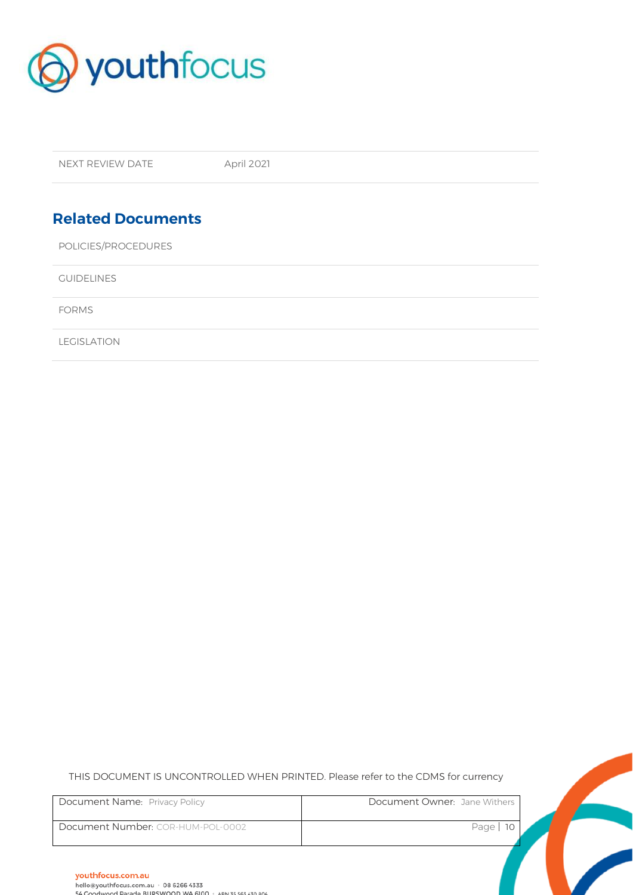| | |
|---|---|
| NEXT REVIEW DATE | April 2021 |

## Related Documents

| |
|---|
| POLICIES/PROCEDURES |
| GUIDELINES |
| FORMS |
| LEGISLATION |